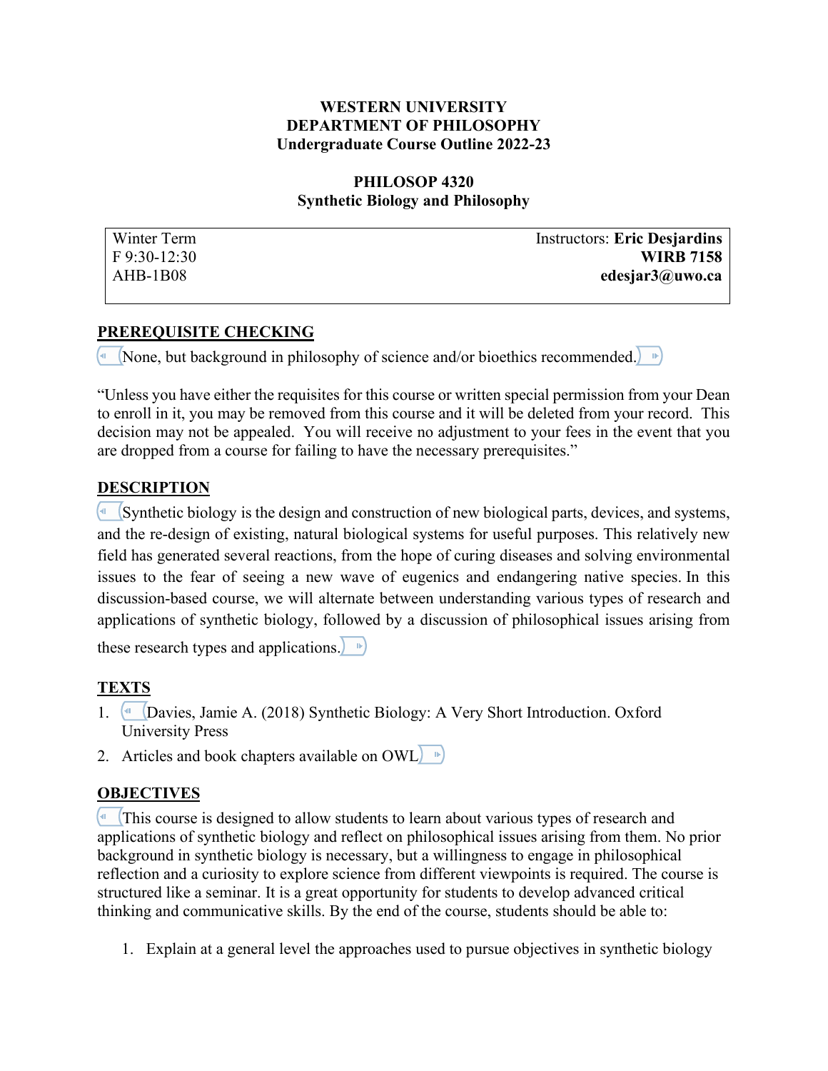**WESTERN UNIVERSITY**
**DEPARTMENT OF PHILOSOPHY**
**Undergraduate Course Outline 2022-23**

**PHILOSOP 4320**
**Synthetic Biology and Philosophy**

| Winter Term | Instructors: **Eric Desjardins** |
| --- | --- |
| F 9:30-12:30 | **WIRB 7158** |
| AHB-1B08 | **edesjar3@uwo.ca** |

## PREREQUISITE CHECKING

None, but background in philosophy of science and/or bioethics recommended.

"Unless you have either the requisites for this course or written special permission from your Dean to enroll in it, you may be removed from this course and it will be deleted from your record. This decision may not be appealed. You will receive no adjustment to your fees in the event that you are dropped from a course for failing to have the necessary prerequisites."

## DESCRIPTION

Synthetic biology is the design and construction of new biological parts, devices, and systems, and the re-design of existing, natural biological systems for useful purposes. This relatively new field has generated several reactions, from the hope of curing diseases and solving environmental issues to the fear of seeing a new wave of eugenics and endangering native species. In this discussion-based course, we will alternate between understanding various types of research and applications of synthetic biology, followed by a discussion of philosophical issues arising from these research types and applications.

## TEXTS

1. Davies, Jamie A. (2018) Synthetic Biology: A Very Short Introduction. Oxford University Press
2. Articles and book chapters available on OWL

## OBJECTIVES

This course is designed to allow students to learn about various types of research and applications of synthetic biology and reflect on philosophical issues arising from them. No prior background in synthetic biology is necessary, but a willingness to engage in philosophical reflection and a curiosity to explore science from different viewpoints is required. The course is structured like a seminar. It is a great opportunity for students to develop advanced critical thinking and communicative skills. By the end of the course, students should be able to:

1. Explain at a general level the approaches used to pursue objectives in synthetic biology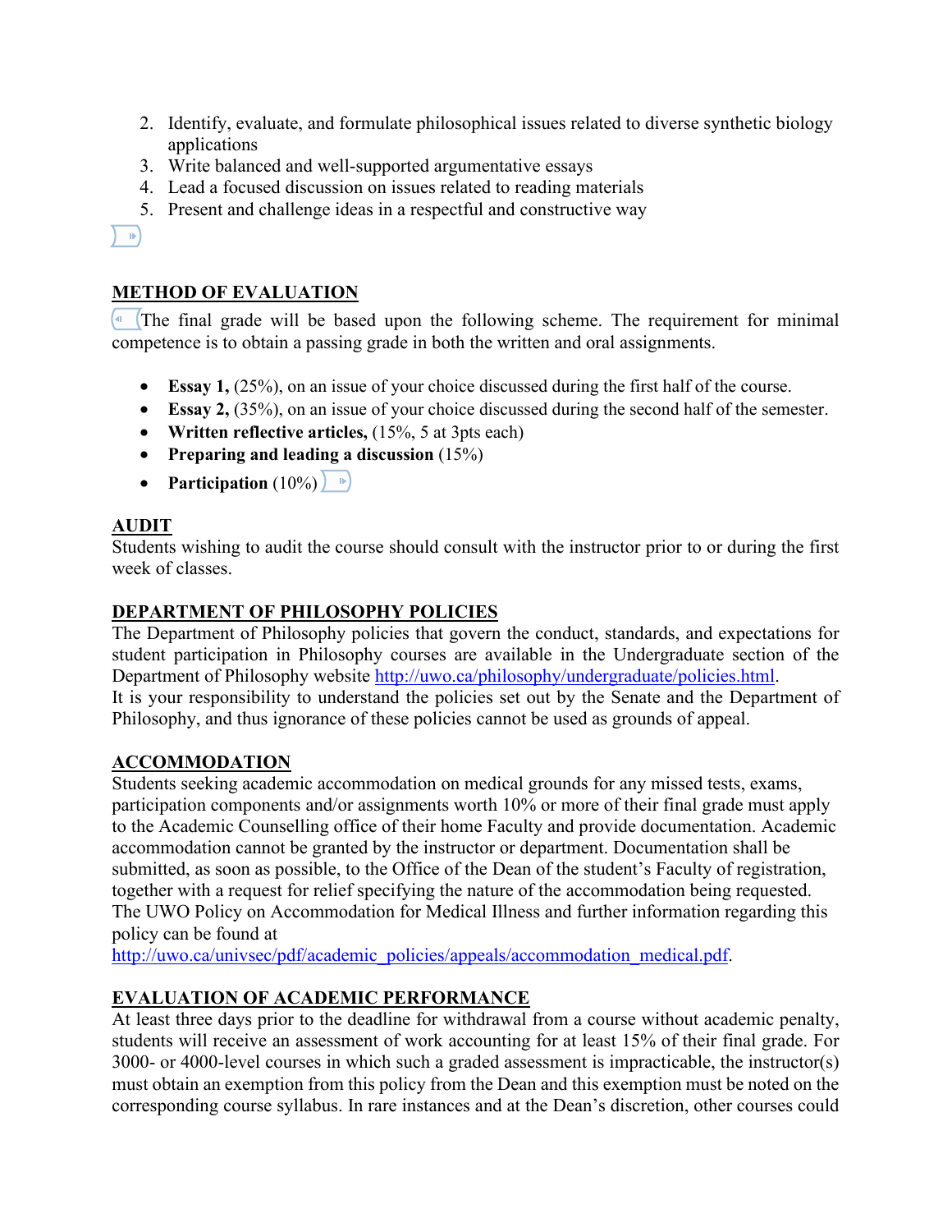2. Identify, evaluate, and formulate philosophical issues related to diverse synthetic biology applications
3. Write balanced and well-supported argumentative essays
4. Lead a focused discussion on issues related to reading materials
5. Present and challenge ideas in a respectful and constructive way

## METHOD OF EVALUATION

The final grade will be based upon the following scheme. The requirement for minimal competence is to obtain a passing grade in both the written and oral assignments.

- **Essay 1,** (25%), on an issue of your choice discussed during the first half of the course.
- **Essay 2,** (35%), on an issue of your choice discussed during the second half of the semester.
- **Written reflective articles,** (15%, 5 at 3pts each)
- **Preparing and leading a discussion** (15%)
- **Participation** (10%)

## AUDIT

Students wishing to audit the course should consult with the instructor prior to or during the first week of classes.

## DEPARTMENT OF PHILOSOPHY POLICIES

The Department of Philosophy policies that govern the conduct, standards, and expectations for student participation in Philosophy courses are available in the Undergraduate section of the Department of Philosophy website http://uwo.ca/philosophy/undergraduate/policies.html.
It is your responsibility to understand the policies set out by the Senate and the Department of Philosophy, and thus ignorance of these policies cannot be used as grounds of appeal.

## ACCOMMODATION

Students seeking academic accommodation on medical grounds for any missed tests, exams, participation components and/or assignments worth 10% or more of their final grade must apply to the Academic Counselling office of their home Faculty and provide documentation. Academic accommodation cannot be granted by the instructor or department. Documentation shall be submitted, as soon as possible, to the Office of the Dean of the student's Faculty of registration, together with a request for relief specifying the nature of the accommodation being requested. The UWO Policy on Accommodation for Medical Illness and further information regarding this policy can be found at
http://uwo.ca/univsec/pdf/academic_policies/appeals/accommodation_medical.pdf.

## EVALUATION OF ACADEMIC PERFORMANCE

At least three days prior to the deadline for withdrawal from a course without academic penalty, students will receive an assessment of work accounting for at least 15% of their final grade. For 3000- or 4000-level courses in which such a graded assessment is impracticable, the instructor(s) must obtain an exemption from this policy from the Dean and this exemption must be noted on the corresponding course syllabus. In rare instances and at the Dean's discretion, other courses could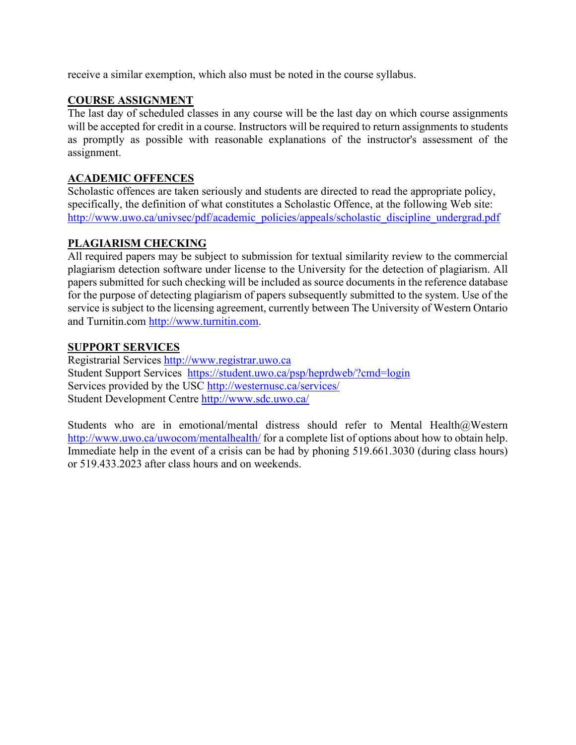receive a similar exemption, which also must be noted in the course syllabus.

## COURSE ASSIGNMENT

The last day of scheduled classes in any course will be the last day on which course assignments will be accepted for credit in a course. Instructors will be required to return assignments to students as promptly as possible with reasonable explanations of the instructor's assessment of the assignment.

## ACADEMIC OFFENCES

Scholastic offences are taken seriously and students are directed to read the appropriate policy, specifically, the definition of what constitutes a Scholastic Offence, at the following Web site: http://www.uwo.ca/univsec/pdf/academic_policies/appeals/scholastic_discipline_undergrad.pdf

## PLAGIARISM CHECKING

All required papers may be subject to submission for textual similarity review to the commercial plagiarism detection software under license to the University for the detection of plagiarism. All papers submitted for such checking will be included as source documents in the reference database for the purpose of detecting plagiarism of papers subsequently submitted to the system. Use of the service is subject to the licensing agreement, currently between The University of Western Ontario and Turnitin.com http://www.turnitin.com.

## SUPPORT SERVICES

Registrarial Services http://www.registrar.uwo.ca
Student Support Services https://student.uwo.ca/psp/heprdweb/?cmd=login
Services provided by the USC http://westernusc.ca/services/
Student Development Centre http://www.sdc.uwo.ca/

Students who are in emotional/mental distress should refer to Mental Health@Western http://www.uwo.ca/uwocom/mentalhealth/ for a complete list of options about how to obtain help. Immediate help in the event of a crisis can be had by phoning 519.661.3030 (during class hours) or 519.433.2023 after class hours and on weekends.